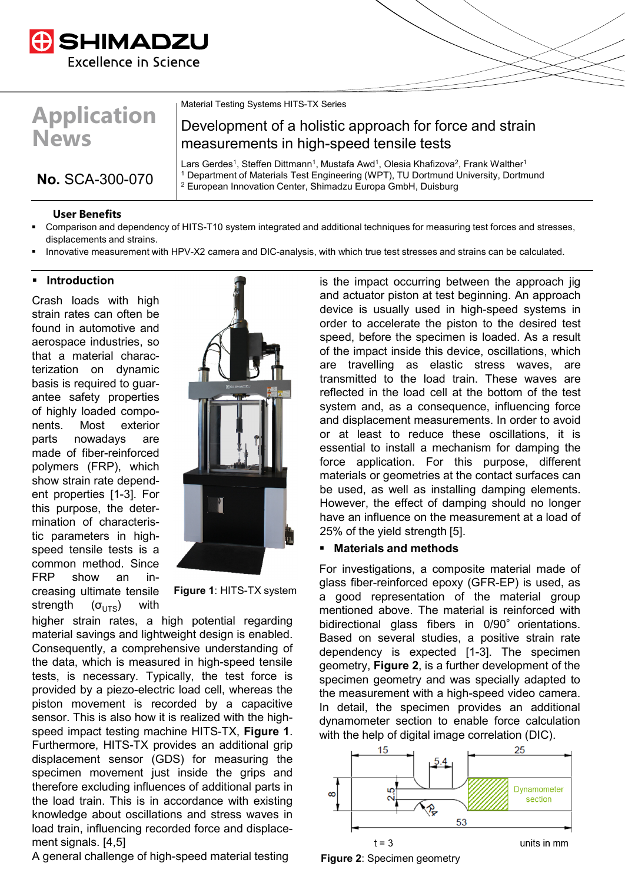Application News

**No.** SCA-300-070

Material Testing Systems HITS-TX Series

# Development of a holistic approach for force and strain measurements in high-speed tensile tests

Lars Gerdes[1], Steffen Dittmann[1], Mustafa Awd[1], Olesia Khafizova[2], Frank Walther[1]

[1] Department of Materials Test Engineering (WPT), TU Dortmund University, Dortmund
[2] European Innovation Center, Shimadzu Europa GmbH, Duisburg

## User Benefits

- Comparison and dependency of HITS-T10 system integrated and additional techniques for measuring test forces and stresses, displacements and strains.
- Innovative measurement with HPV-X2 camera and DIC-analysis, with which true test stresses and strains can be calculated.

## Introduction

Crash loads with high strain rates can often be found in automotive and aerospace industries, so that a material characterization on dynamic basis is required to guarantee safety properties of highly loaded components. Most exterior parts nowadays are made of fiber-reinforced polymers (FRP), which show strain rate dependent properties [1-3]. For this purpose, the determination of characteristic parameters in high-speed tensile tests is a common method. Since FRP show an increasing ultimate tensile strength ($\sigma_{UTS}$) with higher strain rates, a high potential regarding material savings and lightweight design is enabled. Consequently, a comprehensive understanding of the data, which is measured in high-speed tensile tests, is necessary. Typically, the test force is provided by a piezo-electric load cell, whereas the piston movement is recorded by a capacitive sensor. This is also how it is realized with the high-speed impact testing machine HITS-TX, **Figure 1**. Furthermore, HITS-TX provides an additional grip displacement sensor (GDS) for measuring the specimen movement just inside the grips and therefore excluding influences of additional parts in the load train. This is in accordance with existing knowledge about oscillations and stress waves in load train, influencing recorded force and displacement signals. [4,5]

**Figure 1**: HITS-TX system

A general challenge of high-speed material testing is the impact occurring between the approach jig and actuator piston at test beginning. An approach device is usually used in high-speed systems in order to accelerate the piston to the desired test speed, before the specimen is loaded. As a result of the impact inside this device, oscillations, which are travelling as elastic stress waves, are transmitted to the load train. These waves are reflected in the load cell at the bottom of the test system and, as a consequence, influencing force and displacement measurements. In order to avoid or at least to reduce these oscillations, it is essential to install a mechanism for damping the force application. For this purpose, different materials or geometries at the contact surfaces can be used, as well as installing damping elements. However, the effect of damping should no longer have an influence on the measurement at a load of 25% of the yield strength [5].

## Materials and methods

For investigations, a composite material made of glass fiber-reinforced epoxy (GFR-EP) is used, as a good representation of the material group mentioned above. The material is reinforced with bidirectional glass fibers in 0/90° orientations. Based on several studies, a positive strain rate dependency is expected [1-3]. The specimen geometry, **Figure 2**, is a further development of the specimen geometry and was specially adapted to the measurement with a high-speed video camera. In detail, the specimen provides an additional dynamometer section to enable force calculation with the help of digital image correlation (DIC).

15 | 5.4 | 25 | 8 | 2.5 | R4 | 53 | Dynamometer section | t = 3 | units in mm

**Figure 2**: Specimen geometry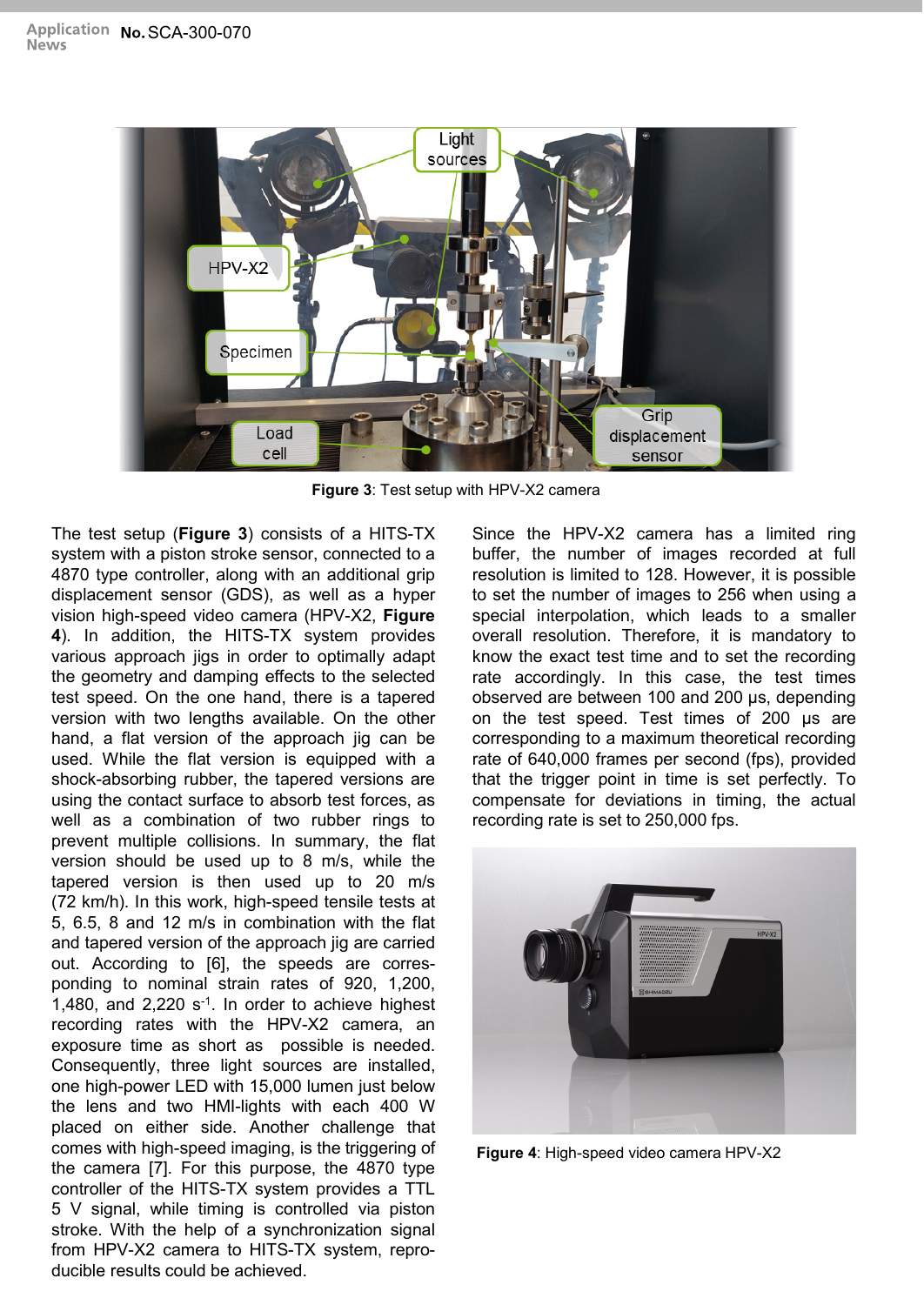Figure 3: Test setup with HPV-X2 camera

The test setup (**Figure 3**) consists of a HITS-TX system with a piston stroke sensor, connected to a 4870 type controller, along with an additional grip displacement sensor (GDS), as well as a hyper vision high-speed video camera (HPV-X2, **Figure 4**). In addition, the HITS-TX system provides various approach jigs in order to optimally adapt the geometry and damping effects to the selected test speed. On the one hand, there is a tapered version with two lengths available. On the other hand, a flat version of the approach jig can be used. While the flat version is equipped with a shock-absorbing rubber, the tapered versions are using the contact surface to absorb test forces, as well as a combination of two rubber rings to prevent multiple collisions. In summary, the flat version should be used up to 8 m/s, while the tapered version is then used up to 20 m/s (72 km/h). In this work, high-speed tensile tests at 5, 6.5, 8 and 12 m/s in combination with the flat and tapered version of the approach jig are carried out. According to [6], the speeds are corresponding to nominal strain rates of 920, 1,200, 1,480, and 2,220 $s^{-1}$. In order to achieve highest recording rates with the HPV-X2 camera, an exposure time as short as possible is needed. Consequently, three light sources are installed, one high-power LED with 15,000 lumen just below the lens and two HMI-lights with each 400 W placed on either side. Another challenge that comes with high-speed imaging, is the triggering of the camera [7]. For this purpose, the 4870 type controller of the HITS-TX system provides a TTL 5 V signal, while timing is controlled via piston stroke. With the help of a synchronization signal from HPV-X2 camera to HITS-TX system, reproducible results could be achieved.

Since the HPV-X2 camera has a limited ring buffer, the number of images recorded at full resolution is limited to 128. However, it is possible to set the number of images to 256 when using a special interpolation, which leads to a smaller overall resolution. Therefore, it is mandatory to know the exact test time and to set the recording rate accordingly. In this case, the test times observed are between 100 and 200 µs, depending on the test speed. Test times of 200 µs are corresponding to a maximum theoretical recording rate of 640,000 frames per second (fps), provided that the trigger point in time is set perfectly. To compensate for deviations in timing, the actual recording rate is set to 250,000 fps.

Figure 4: High-speed video camera HPV-X2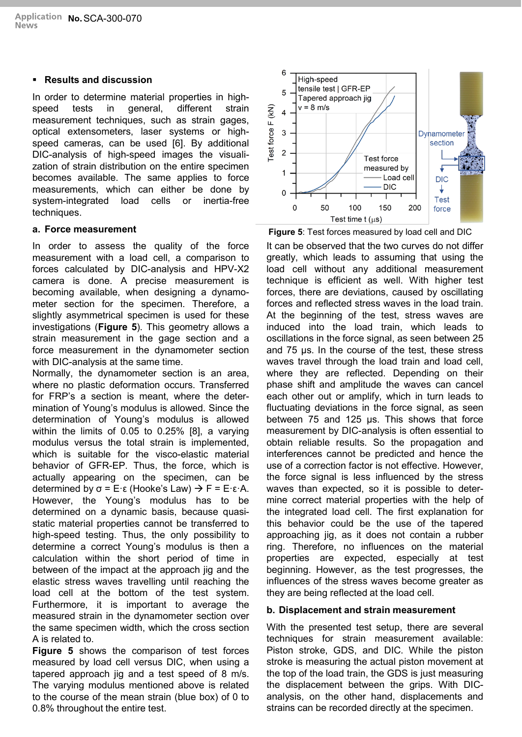## Results and discussion

In order to determine material properties in high-speed tests in general, different strain measurement techniques, such as strain gages, optical extensometers, laser systems or high-speed cameras, can be used [6]. By additional DIC-analysis of high-speed images the visualization of strain distribution on the entire specimen becomes available. The same applies to force measurements, which can either be done by system-integrated load cells or inertia-free techniques.

### a. Force measurement

In order to assess the quality of the force measurement with a load cell, a comparison to forces calculated by DIC-analysis and HPV-X2 camera is done. A precise measurement is becoming available, when designing a dynamometer section for the specimen. Therefore, a slightly asymmetrical specimen is used for these investigations (**Figure 5**). This geometry allows a strain measurement in the gage section and a force measurement in the dynamometer section with DIC-analysis at the same time.

Normally, the dynamometer section is an area, where no plastic deformation occurs. Transferred for FRP's a section is meant, where the determination of Young's modulus is allowed. Since the determination of Young's modulus is allowed within the limits of 0.05 to 0.25% [8], a varying modulus versus the total strain is implemented, which is suitable for the visco-elastic material behavior of GFR-EP. Thus, the force, which is actually appearing on the specimen, can be determined by $\sigma = E \cdot \varepsilon$ (Hooke's Law) → $F = E \cdot \varepsilon \cdot A$. However, the Young's modulus has to be determined on a dynamic basis, because quasi-static material properties cannot be transferred to high-speed testing. Thus, the only possibility to determine a correct Young's modulus is then a calculation within the short period of time in between of the impact at the approach jig and the elastic stress waves travelling until reaching the load cell at the bottom of the test system. Furthermore, it is important to average the measured strain in the dynamometer section over the same specimen width, which the cross section A is related to.

**Figure 5** shows the comparison of test forces measured by load cell versus DIC, when using a tapered approach jig and a test speed of 8 m/s. The varying modulus mentioned above is related to the course of the mean strain (blue box) of 0 to 0.8% throughout the entire test.

**Figure 5**: Test forces measured by load cell and DIC

It can be observed that the two curves do not differ greatly, which leads to assuming that using the load cell without any additional measurement technique is efficient as well. With higher test forces, there are deviations, caused by oscillating forces and reflected stress waves in the load train. At the beginning of the test, stress waves are induced into the load train, which leads to oscillations in the force signal, as seen between 25 and 75 µs. In the course of the test, these stress waves travel through the load train and load cell, where they are reflected. Depending on their phase shift and amplitude the waves can cancel each other out or amplify, which in turn leads to fluctuating deviations in the force signal, as seen between 75 and 125 µs. This shows that force measurement by DIC-analysis is often essential to obtain reliable results. So the propagation and interferences cannot be predicted and hence the use of a correction factor is not effective. However, the force signal is less influenced by the stress waves than expected, so it is possible to determine correct material properties with the help of the integrated load cell. The first explanation for this behavior could be the use of the tapered approaching jig, as it does not contain a rubber ring. Therefore, no influences on the material properties are expected, especially at test beginning. However, as the test progresses, the influences of the stress waves become greater as they are being reflected at the load cell.

### b. Displacement and strain measurement

With the presented test setup, there are several techniques for strain measurement available: Piston stroke, GDS, and DIC. While the piston stroke is measuring the actual piston movement at the top of the load train, the GDS is just measuring the displacement between the grips. With DIC-analysis, on the other hand, displacements and strains can be recorded directly at the specimen.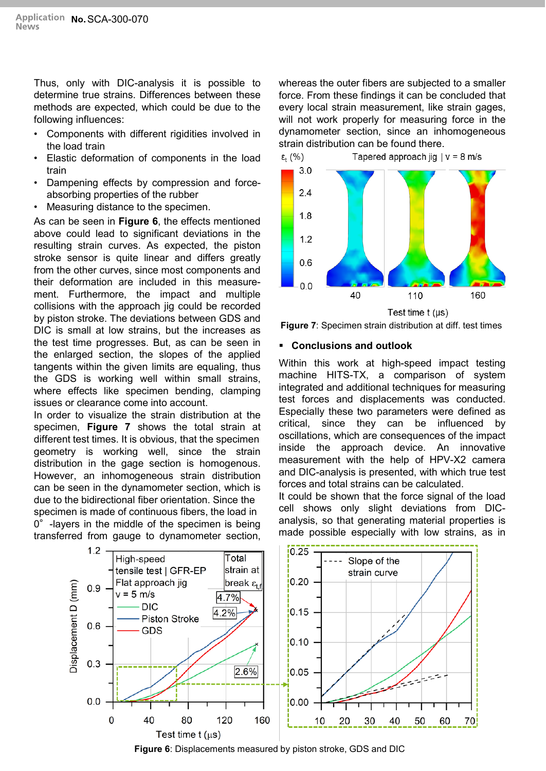Thus, only with DIC-analysis it is possible to determine true strains. Differences between these methods are expected, which could be due to the following influences:

- Components with different rigidities involved in the load train
- Elastic deformation of components in the load train
- Dampening effects by compression and force-absorbing properties of the rubber
- Measuring distance to the specimen.

As can be seen in **Figure 6**, the effects mentioned above could lead to significant deviations in the resulting strain curves. As expected, the piston stroke sensor is quite linear and differs greatly from the other curves, since most components and their deformation are included in this measurement. Furthermore, the impact and multiple collisions with the approach jig could be recorded by piston stroke. The deviations between GDS and DIC is small at low strains, but the increases as the test time progresses. But, as can be seen in the enlarged section, the slopes of the applied tangents within the given limits are equaling, thus the GDS is working well within small strains, where effects like specimen bending, clamping issues or clearance come into account.

In order to visualize the strain distribution at the specimen, **Figure 7** shows the total strain at different test times. It is obvious, that the specimen geometry is working well, since the strain distribution in the gage section is homogenous. However, an inhomogeneous strain distribution can be seen in the dynamometer section, which is due to the bidirectional fiber orientation. Since the specimen is made of continuous fibers, the load in 0° -layers in the middle of the specimen is being transferred from gauge to dynamometer section, whereas the outer fibers are subjected to a smaller force. From these findings it can be concluded that every local strain measurement, like strain gages, will not work properly for measuring force in the dynamometer section, since an inhomogeneous strain distribution can be found there.

**Figure 7**: Specimen strain distribution at diff. test times

## Conclusions and outlook

Within this work at high-speed impact testing machine HITS-TX, a comparison of system integrated and additional techniques for measuring test forces and displacements was conducted. Especially these two parameters were defined as critical, since they can be influenced by oscillations, which are consequences of the impact inside the approach device. An innovative measurement with the help of HPV-X2 camera and DIC-analysis is presented, with which true test forces and total strains can be calculated.

It could be shown that the force signal of the load cell shows only slight deviations from DIC-analysis, so that generating material properties is made possible especially with low strains, as in

**Figure 6**: Displacements measured by piston stroke, GDS and DIC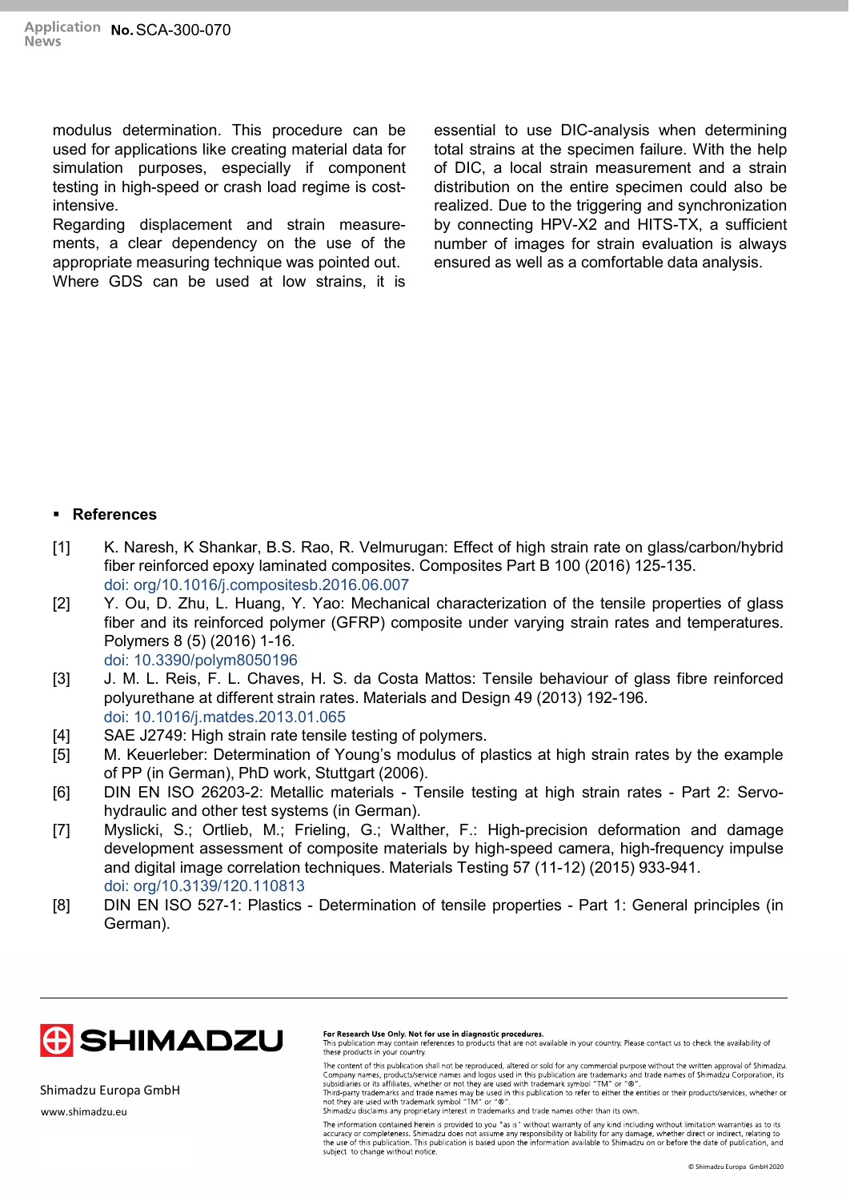modulus determination. This procedure can be used for applications like creating material data for simulation purposes, especially if component testing in high-speed or crash load regime is cost-intensive.

Regarding displacement and strain measurements, a clear dependency on the use of the appropriate measuring technique was pointed out. Where GDS can be used at low strains, it is essential to use DIC-analysis when determining total strains at the specimen failure. With the help of DIC, a local strain measurement and a strain distribution on the entire specimen could also be realized. Due to the triggering and synchronization by connecting HPV-X2 and HITS-TX, a sufficient number of images for strain evaluation is always ensured as well as a comfortable data analysis.

## References

[1] K. Naresh, K Shankar, B.S. Rao, R. Velmurugan: Effect of high strain rate on glass/carbon/hybrid fiber reinforced epoxy laminated composites. Composites Part B 100 (2016) 125-135. doi: org/10.1016/j.compositesb.2016.06.007

[2] Y. Ou, D. Zhu, L. Huang, Y. Yao: Mechanical characterization of the tensile properties of glass fiber and its reinforced polymer (GFRP) composite under varying strain rates and temperatures. Polymers 8 (5) (2016) 1-16. doi: 10.3390/polym8050196

[3] J. M. L. Reis, F. L. Chaves, H. S. da Costa Mattos: Tensile behaviour of glass fibre reinforced polyurethane at different strain rates. Materials and Design 49 (2013) 192-196. doi: 10.1016/j.matdes.2013.01.065

[4] SAE J2749: High strain rate tensile testing of polymers.

[5] M. Keuerleber: Determination of Young's modulus of plastics at high strain rates by the example of PP (in German), PhD work, Stuttgart (2006).

[6] DIN EN ISO 26203-2: Metallic materials - Tensile testing at high strain rates - Part 2: Servo-hydraulic and other test systems (in German).

[7] Myslicki, S.; Ortlieb, M.; Frieling, G.; Walther, F.: High-precision deformation and damage development assessment of composite materials by high-speed camera, high-frequency impulse and digital image correlation techniques. Materials Testing 57 (11-12) (2015) 933-941. doi: org/10.3139/120.110813

[8] DIN EN ISO 527-1: Plastics - Determination of tensile properties - Part 1: General principles (in German).

SHIMADZU

Shimadzu Europa GmbH

www.shimadzu.eu

**For Research Use Only. Not for use in diagnostic procedures.**
This publication may contain references to products that are not available in your country. Please contact us to check the availability of these products in your country.

The content of this publication shall not be reproduced, altered or sold for any commercial purpose without the written approval of Shimadzu. Company names, products/service names and logos used in this publication are trademarks and trade names of Shimadzu Corporation, its subsidiaries or its affiliates, whether or not they are used with trademark symbol "TM" or "®".
Third-party trademarks and trade names may be used in this publication to refer to either the entities or their products/services, whether or not they are used with trademark symbol "TM" or "®".
Shimadzu disclaims any proprietary interest in trademarks and trade names other than its own.

The information contained herein is provided to you "as is" without warranty of any kind including without limitation warranties as to its accuracy or completeness. Shimadzu does not assume any responsibility or liability for any damage, whether direct or indirect, relating to the use of this publication. This publication is based upon the information available to Shimadzu on or before the date of publication, and subject to change without notice.

© Shimadzu Europa GmbH 2020